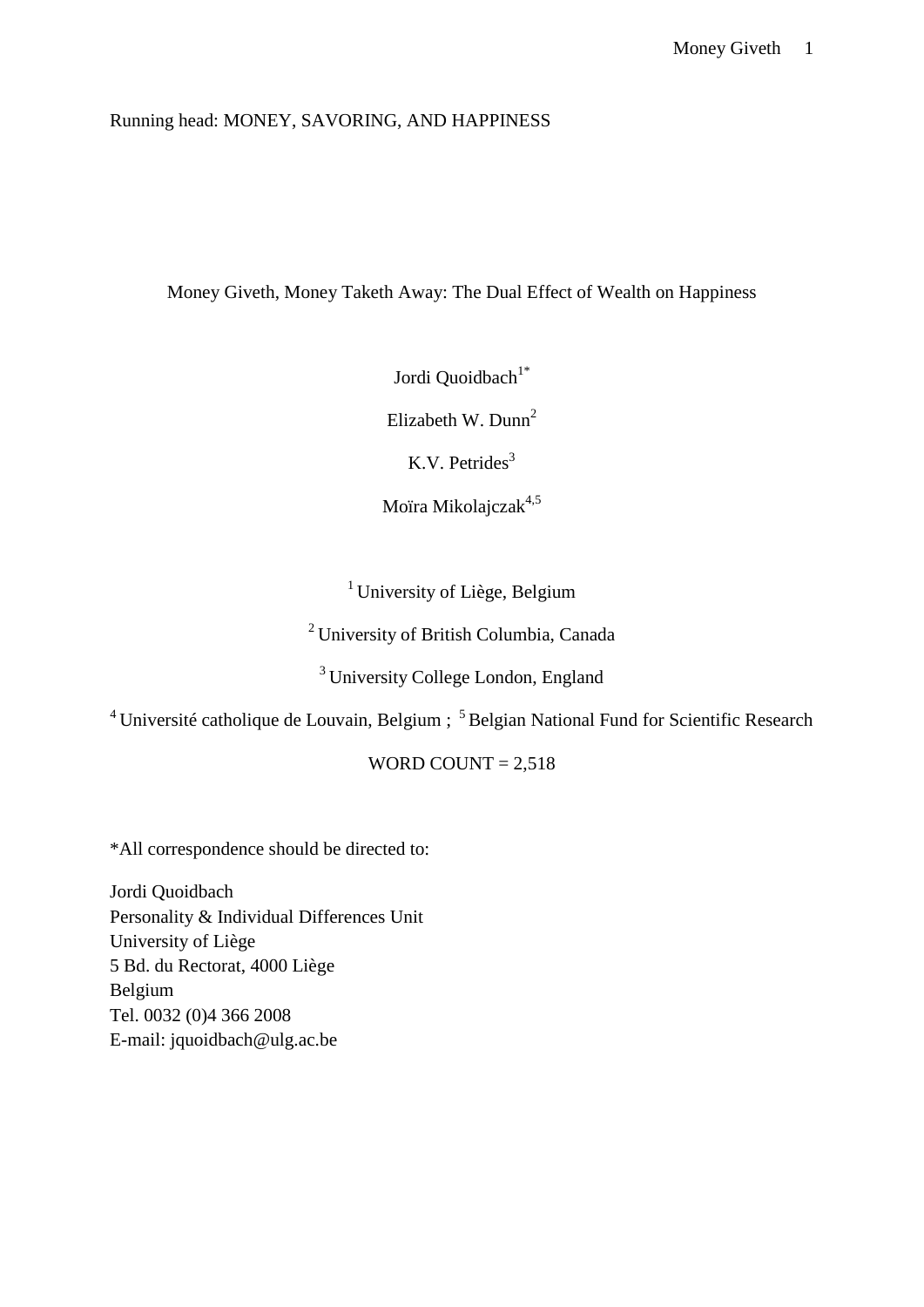Running head: MONEY, SAVORING, AND HAPPINESS

# Money Giveth, Money Taketh Away: The Dual Effect of Wealth on Happiness

Jordi Quoidbach[1*]

Elizabeth W. Dunn[2]

K.V. Petrides[3]

Moïra Mikolajczak[4,5]

[1] University of Liège, Belgium

[2] University of British Columbia, Canada

[3] University College London, England

[4] Université catholique de Louvain, Belgium ; [5] Belgian National Fund for Scientific Research

WORD COUNT = 2,518

*All correspondence should be directed to:

Jordi Quoidbach
Personality & Individual Differences Unit
University of Liège
5 Bd. du Rectorat, 4000 Liège
Belgium
Tel. 0032 (0)4 366 2008
E-mail: jquoidbach@ulg.ac.be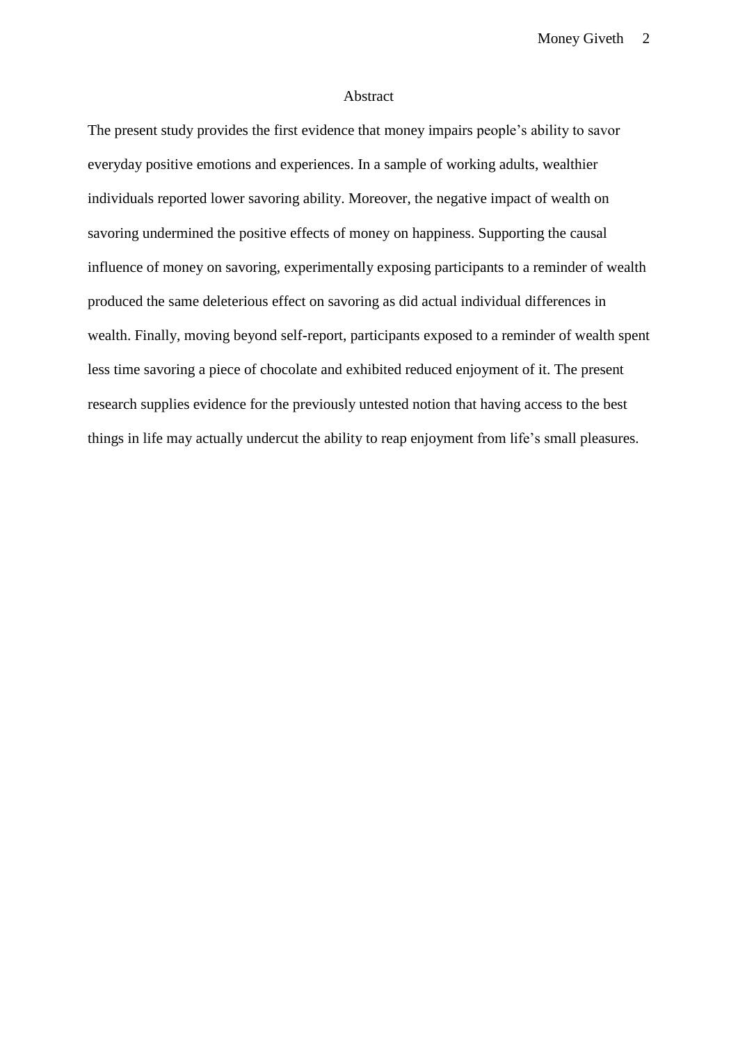## Abstract

The present study provides the first evidence that money impairs people's ability to savor everyday positive emotions and experiences. In a sample of working adults, wealthier individuals reported lower savoring ability. Moreover, the negative impact of wealth on savoring undermined the positive effects of money on happiness. Supporting the causal influence of money on savoring, experimentally exposing participants to a reminder of wealth produced the same deleterious effect on savoring as did actual individual differences in wealth. Finally, moving beyond self-report, participants exposed to a reminder of wealth spent less time savoring a piece of chocolate and exhibited reduced enjoyment of it. The present research supplies evidence for the previously untested notion that having access to the best things in life may actually undercut the ability to reap enjoyment from life's small pleasures.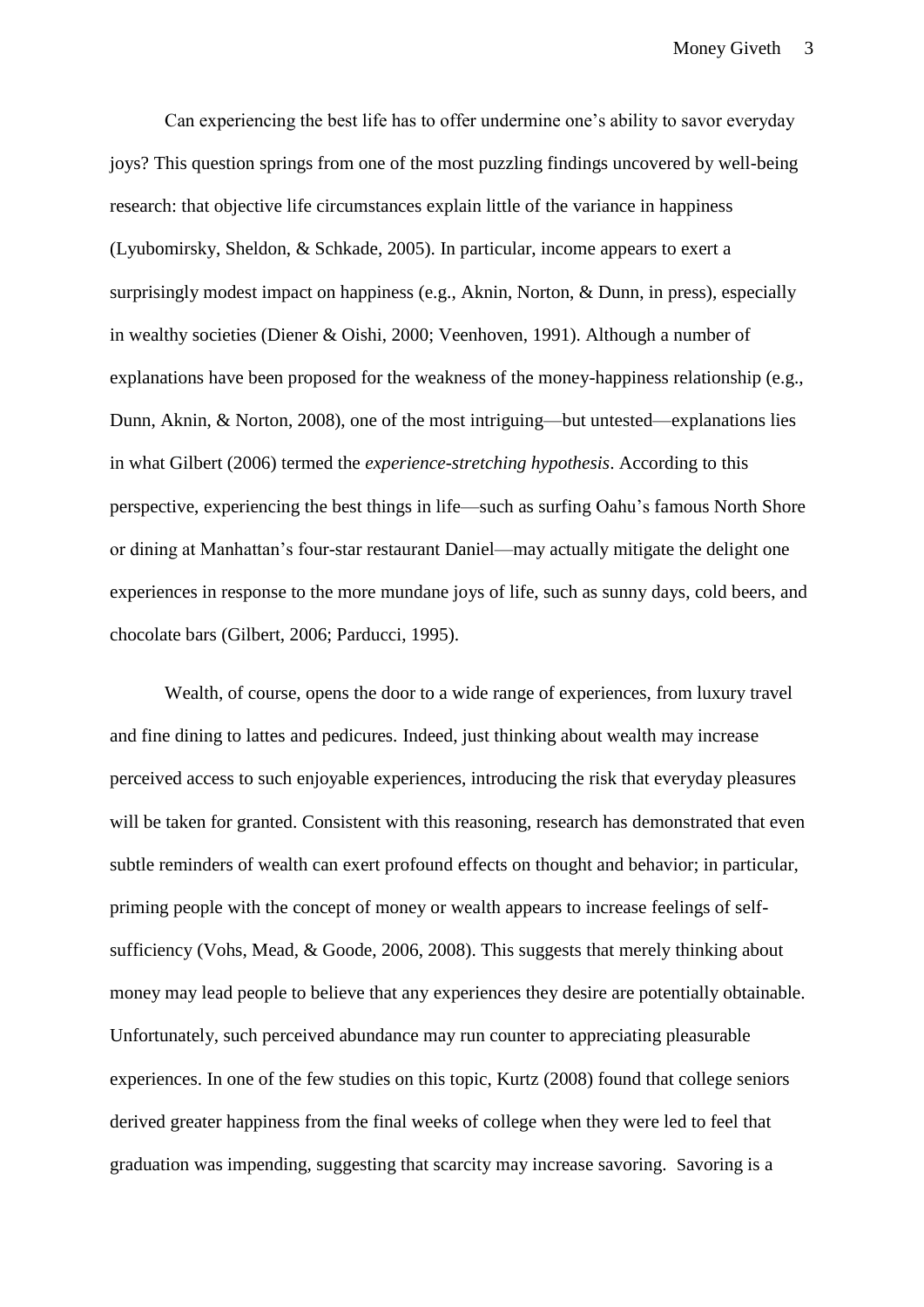Can experiencing the best life has to offer undermine one's ability to savor everyday joys? This question springs from one of the most puzzling findings uncovered by well-being research: that objective life circumstances explain little of the variance in happiness (Lyubomirsky, Sheldon, & Schkade, 2005). In particular, income appears to exert a surprisingly modest impact on happiness (e.g., Aknin, Norton, & Dunn, in press), especially in wealthy societies (Diener & Oishi, 2000; Veenhoven, 1991). Although a number of explanations have been proposed for the weakness of the money-happiness relationship (e.g., Dunn, Aknin, & Norton, 2008), one of the most intriguing—but untested—explanations lies in what Gilbert (2006) termed the *experience-stretching hypothesis*. According to this perspective, experiencing the best things in life—such as surfing Oahu's famous North Shore or dining at Manhattan's four-star restaurant Daniel—may actually mitigate the delight one experiences in response to the more mundane joys of life, such as sunny days, cold beers, and chocolate bars (Gilbert, 2006; Parducci, 1995).

Wealth, of course, opens the door to a wide range of experiences, from luxury travel and fine dining to lattes and pedicures. Indeed, just thinking about wealth may increase perceived access to such enjoyable experiences, introducing the risk that everyday pleasures will be taken for granted. Consistent with this reasoning, research has demonstrated that even subtle reminders of wealth can exert profound effects on thought and behavior; in particular, priming people with the concept of money or wealth appears to increase feelings of self-sufficiency (Vohs, Mead, & Goode, 2006, 2008). This suggests that merely thinking about money may lead people to believe that any experiences they desire are potentially obtainable. Unfortunately, such perceived abundance may run counter to appreciating pleasurable experiences. In one of the few studies on this topic, Kurtz (2008) found that college seniors derived greater happiness from the final weeks of college when they were led to feel that graduation was impending, suggesting that scarcity may increase savoring. Savoring is a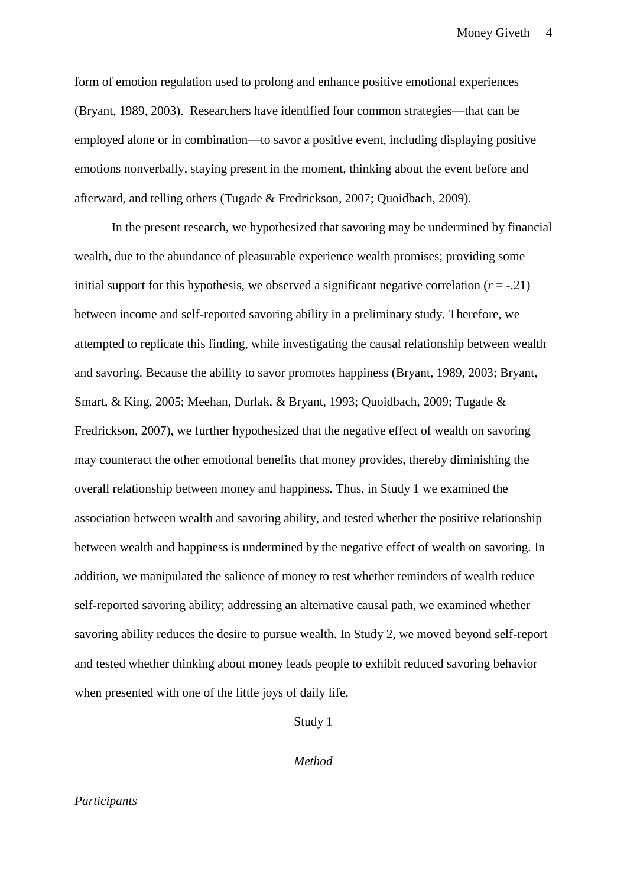form of emotion regulation used to prolong and enhance positive emotional experiences (Bryant, 1989, 2003). Researchers have identified four common strategies—that can be employed alone or in combination—to savor a positive event, including displaying positive emotions nonverbally, staying present in the moment, thinking about the event before and afterward, and telling others (Tugade & Fredrickson, 2007; Quoidbach, 2009).

In the present research, we hypothesized that savoring may be undermined by financial wealth, due to the abundance of pleasurable experience wealth promises; providing some initial support for this hypothesis, we observed a significant negative correlation ($r = -.21$) between income and self-reported savoring ability in a preliminary study. Therefore, we attempted to replicate this finding, while investigating the causal relationship between wealth and savoring. Because the ability to savor promotes happiness (Bryant, 1989, 2003; Bryant, Smart, & King, 2005; Meehan, Durlak, & Bryant, 1993; Quoidbach, 2009; Tugade & Fredrickson, 2007), we further hypothesized that the negative effect of wealth on savoring may counteract the other emotional benefits that money provides, thereby diminishing the overall relationship between money and happiness. Thus, in Study 1 we examined the association between wealth and savoring ability, and tested whether the positive relationship between wealth and happiness is undermined by the negative effect of wealth on savoring. In addition, we manipulated the salience of money to test whether reminders of wealth reduce self-reported savoring ability; addressing an alternative causal path, we examined whether savoring ability reduces the desire to pursue wealth. In Study 2, we moved beyond self-report and tested whether thinking about money leads people to exhibit reduced savoring behavior when presented with one of the little joys of daily life.

# Study 1

## *Method*

### *Participants*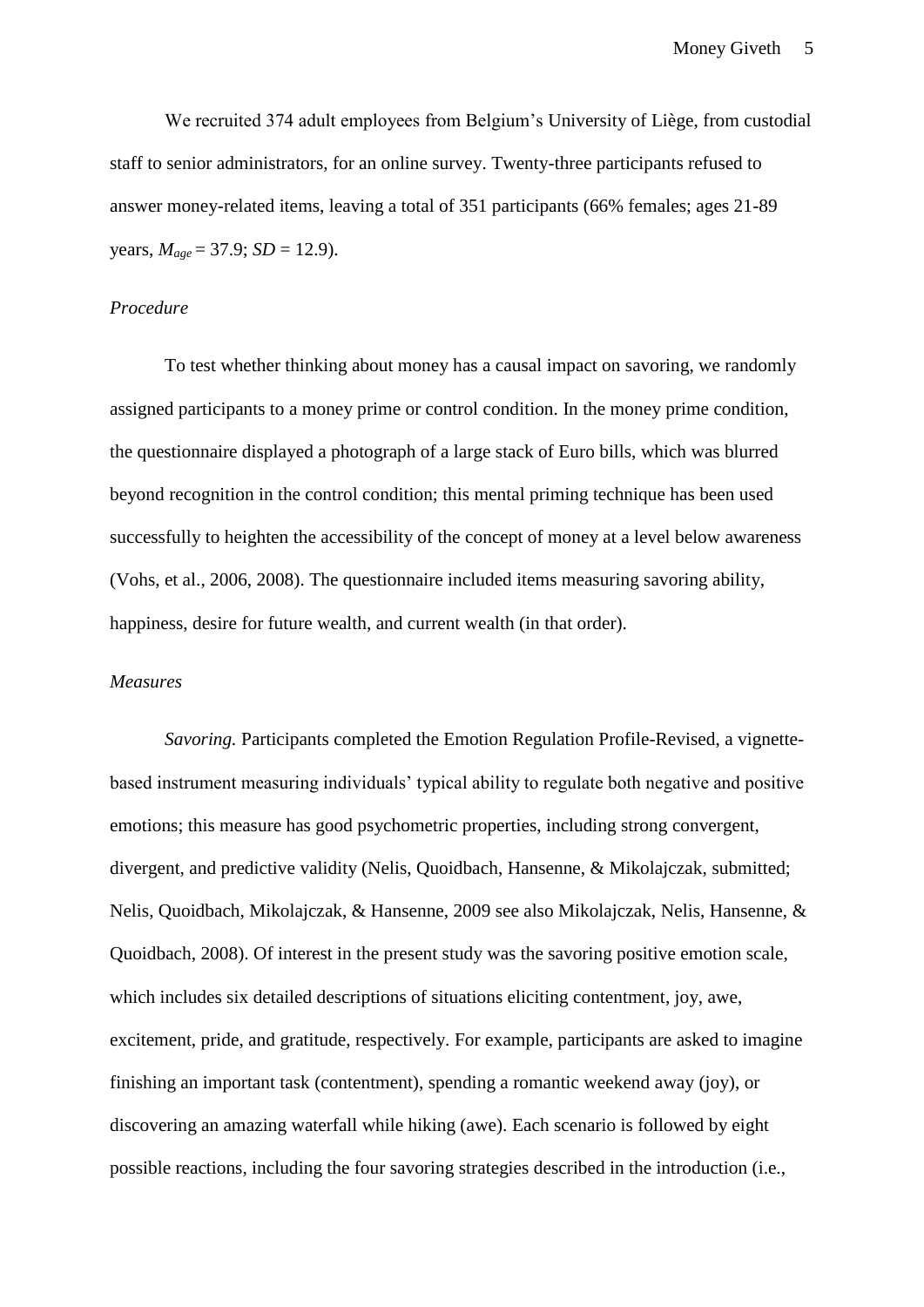We recruited 374 adult employees from Belgium's University of Liège, from custodial staff to senior administrators, for an online survey. Twenty-three participants refused to answer money-related items, leaving a total of 351 participants (66% females; ages 21-89 years, $M_{age}$ = 37.9; $SD$ = 12.9).

*Procedure*

To test whether thinking about money has a causal impact on savoring, we randomly assigned participants to a money prime or control condition. In the money prime condition, the questionnaire displayed a photograph of a large stack of Euro bills, which was blurred beyond recognition in the control condition; this mental priming technique has been used successfully to heighten the accessibility of the concept of money at a level below awareness (Vohs, et al., 2006, 2008). The questionnaire included items measuring savoring ability, happiness, desire for future wealth, and current wealth (in that order).

*Measures*

*Savoring.* Participants completed the Emotion Regulation Profile-Revised, a vignette-based instrument measuring individuals' typical ability to regulate both negative and positive emotions; this measure has good psychometric properties, including strong convergent, divergent, and predictive validity (Nelis, Quoidbach, Hansenne, & Mikolajczak, submitted; Nelis, Quoidbach, Mikolajczak, & Hansenne, 2009 see also Mikolajczak, Nelis, Hansenne, & Quoidbach, 2008). Of interest in the present study was the savoring positive emotion scale, which includes six detailed descriptions of situations eliciting contentment, joy, awe, excitement, pride, and gratitude, respectively. For example, participants are asked to imagine finishing an important task (contentment), spending a romantic weekend away (joy), or discovering an amazing waterfall while hiking (awe). Each scenario is followed by eight possible reactions, including the four savoring strategies described in the introduction (i.e.,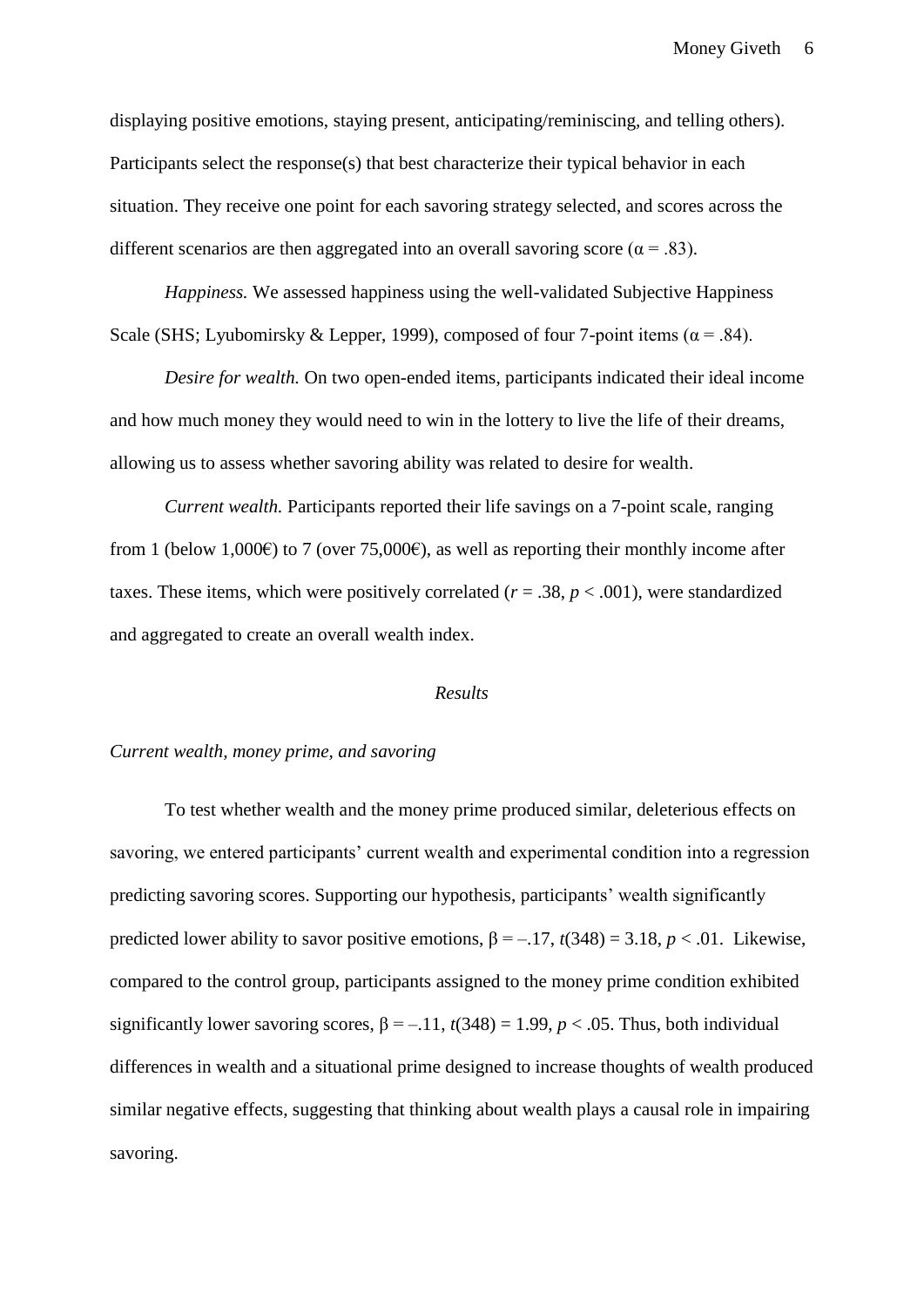displaying positive emotions, staying present, anticipating/reminiscing, and telling others). Participants select the response(s) that best characterize their typical behavior in each situation. They receive one point for each savoring strategy selected, and scores across the different scenarios are then aggregated into an overall savoring score ($\alpha = .83$).

*Happiness.* We assessed happiness using the well-validated Subjective Happiness Scale (SHS; Lyubomirsky & Lepper, 1999), composed of four 7-point items ($\alpha = .84$).

*Desire for wealth.* On two open-ended items, participants indicated their ideal income and how much money they would need to win in the lottery to live the life of their dreams, allowing us to assess whether savoring ability was related to desire for wealth.

*Current wealth.* Participants reported their life savings on a 7-point scale, ranging from 1 (below 1,000€) to 7 (over 75,000€), as well as reporting their monthly income after taxes. These items, which were positively correlated ($r = .38$, $p < .001$), were standardized and aggregated to create an overall wealth index.

## *Results*

### *Current wealth, money prime, and savoring*

To test whether wealth and the money prime produced similar, deleterious effects on savoring, we entered participants' current wealth and experimental condition into a regression predicting savoring scores. Supporting our hypothesis, participants' wealth significantly predicted lower ability to savor positive emotions, $\beta = -.17$, $t(348) = 3.18$, $p < .01$. Likewise, compared to the control group, participants assigned to the money prime condition exhibited significantly lower savoring scores, $\beta = -.11$, $t(348) = 1.99$, $p < .05$. Thus, both individual differences in wealth and a situational prime designed to increase thoughts of wealth produced similar negative effects, suggesting that thinking about wealth plays a causal role in impairing savoring.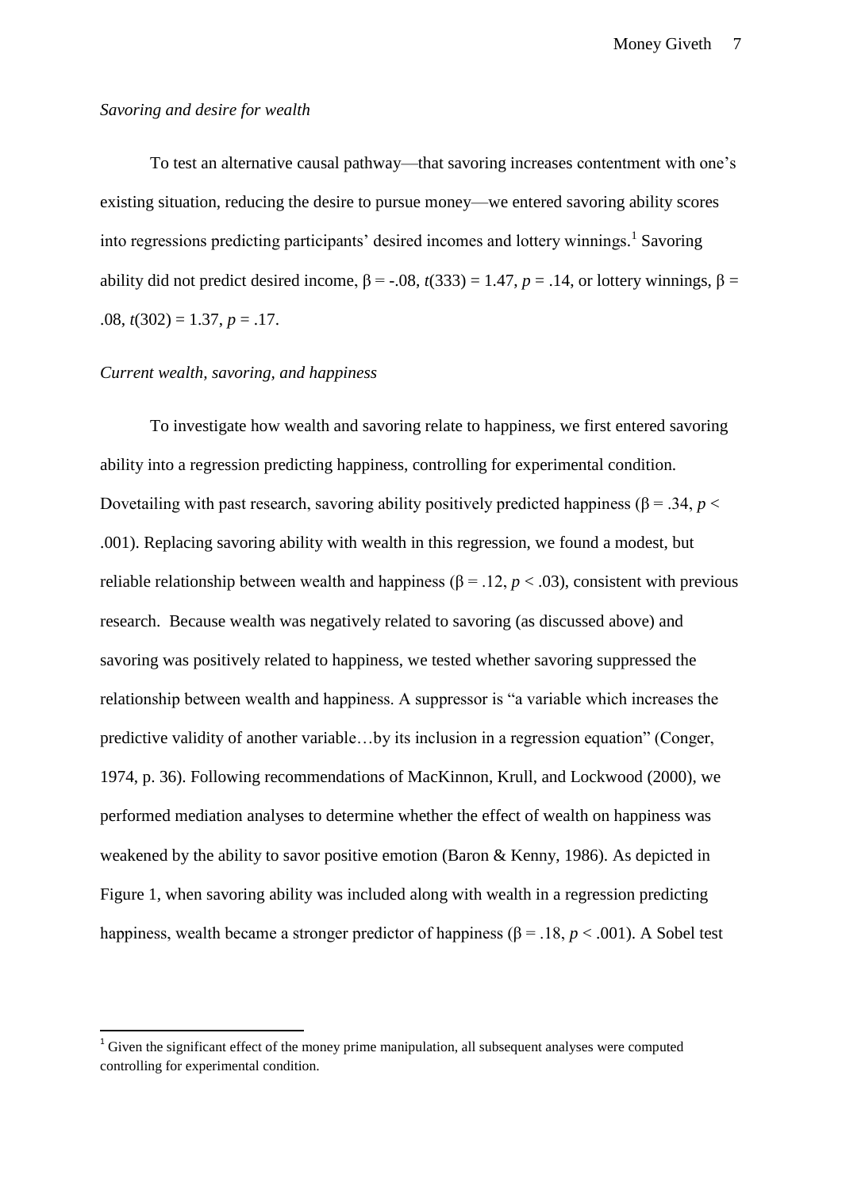*Savoring and desire for wealth*

To test an alternative causal pathway—that savoring increases contentment with one's existing situation, reducing the desire to pursue money—we entered savoring ability scores into regressions predicting participants' desired incomes and lottery winnings.[1] Savoring ability did not predict desired income, $\beta = -.08$, $t(333) = 1.47$, $p = .14$, or lottery winnings, $\beta = .08$, $t(302) = 1.37$, $p = .17$.

*Current wealth, savoring, and happiness*

To investigate how wealth and savoring relate to happiness, we first entered savoring ability into a regression predicting happiness, controlling for experimental condition. Dovetailing with past research, savoring ability positively predicted happiness ($\beta = .34$, $p < .001$). Replacing savoring ability with wealth in this regression, we found a modest, but reliable relationship between wealth and happiness ($\beta = .12$, $p < .03$), consistent with previous research. Because wealth was negatively related to savoring (as discussed above) and savoring was positively related to happiness, we tested whether savoring suppressed the relationship between wealth and happiness. A suppressor is "a variable which increases the predictive validity of another variable…by its inclusion in a regression equation" (Conger, 1974, p. 36). Following recommendations of MacKinnon, Krull, and Lockwood (2000), we performed mediation analyses to determine whether the effect of wealth on happiness was weakened by the ability to savor positive emotion (Baron & Kenny, 1986). As depicted in Figure 1, when savoring ability was included along with wealth in a regression predicting happiness, wealth became a stronger predictor of happiness ($\beta = .18$, $p < .001$). A Sobel test

[1] Given the significant effect of the money prime manipulation, all subsequent analyses were computed controlling for experimental condition.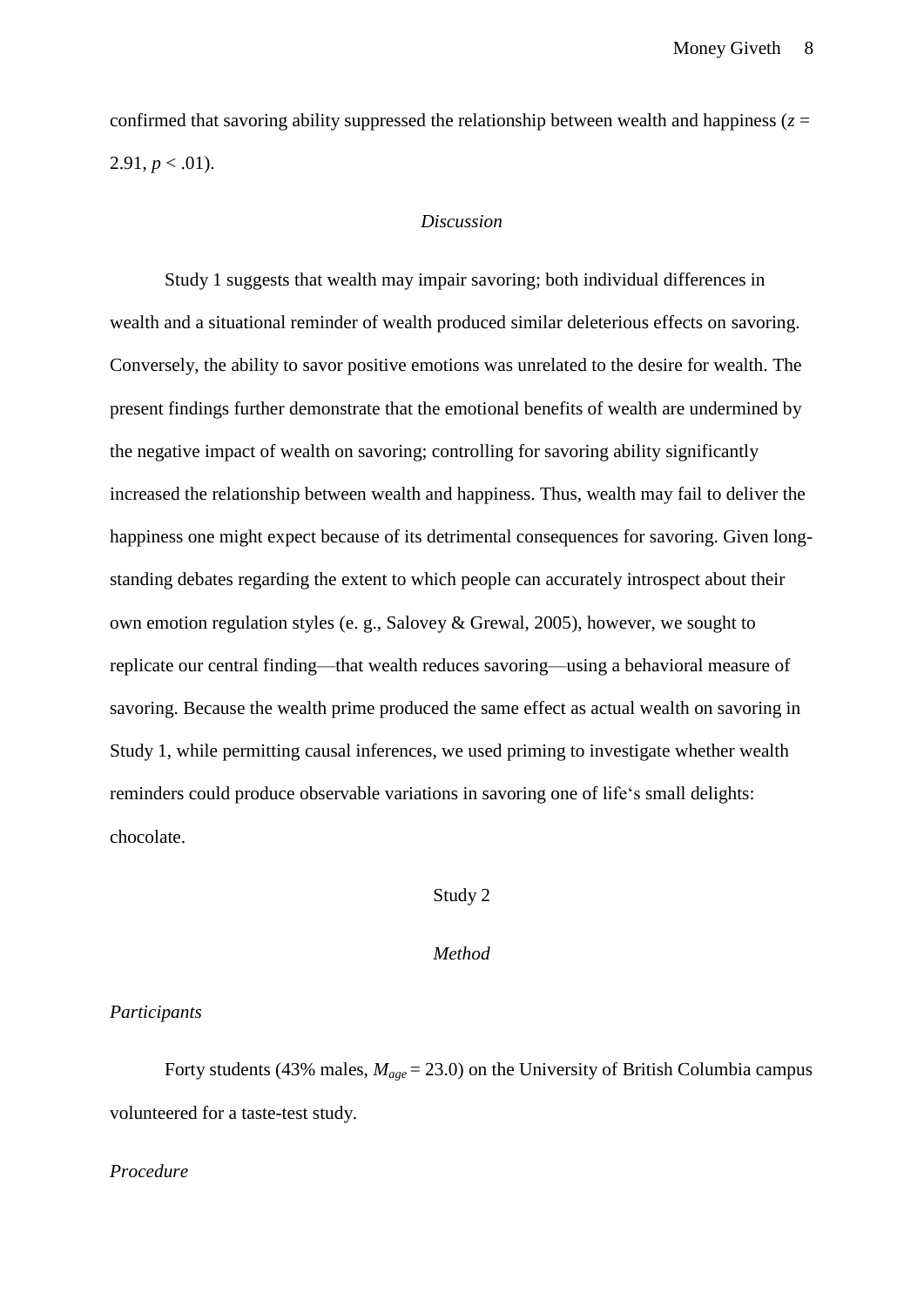confirmed that savoring ability suppressed the relationship between wealth and happiness ($z$ = 2.91, $p < .01$).

## *Discussion*

Study 1 suggests that wealth may impair savoring; both individual differences in wealth and a situational reminder of wealth produced similar deleterious effects on savoring. Conversely, the ability to savor positive emotions was unrelated to the desire for wealth. The present findings further demonstrate that the emotional benefits of wealth are undermined by the negative impact of wealth on savoring; controlling for savoring ability significantly increased the relationship between wealth and happiness. Thus, wealth may fail to deliver the happiness one might expect because of its detrimental consequences for savoring. Given long-standing debates regarding the extent to which people can accurately introspect about their own emotion regulation styles (e. g., Salovey & Grewal, 2005), however, we sought to replicate our central finding—that wealth reduces savoring—using a behavioral measure of savoring. Because the wealth prime produced the same effect as actual wealth on savoring in Study 1, while permitting causal inferences, we used priming to investigate whether wealth reminders could produce observable variations in savoring one of life's small delights: chocolate.

# Study 2

## *Method*

### *Participants*

Forty students (43% males, $M_{age}$ = 23.0) on the University of British Columbia campus volunteered for a taste-test study.

### *Procedure*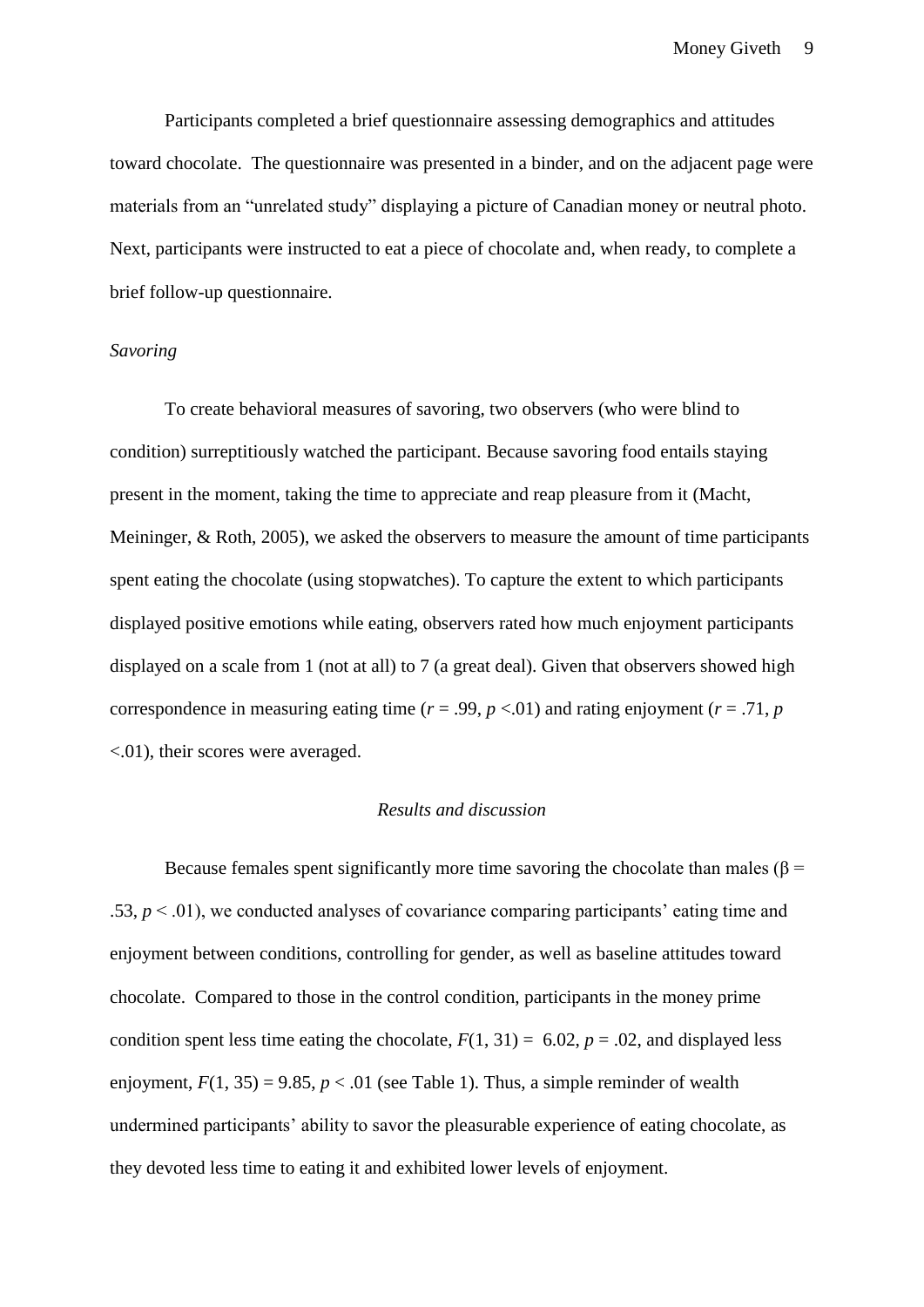Participants completed a brief questionnaire assessing demographics and attitudes toward chocolate. The questionnaire was presented in a binder, and on the adjacent page were materials from an "unrelated study" displaying a picture of Canadian money or neutral photo. Next, participants were instructed to eat a piece of chocolate and, when ready, to complete a brief follow-up questionnaire.

### *Savoring*

To create behavioral measures of savoring, two observers (who were blind to condition) surreptitiously watched the participant. Because savoring food entails staying present in the moment, taking the time to appreciate and reap pleasure from it (Macht, Meininger, & Roth, 2005), we asked the observers to measure the amount of time participants spent eating the chocolate (using stopwatches). To capture the extent to which participants displayed positive emotions while eating, observers rated how much enjoyment participants displayed on a scale from 1 (not at all) to 7 (a great deal). Given that observers showed high correspondence in measuring eating time ($r$ = .99, $p$ <.01) and rating enjoyment ($r$ = .71, $p$ <.01), their scores were averaged.

## *Results and discussion*

Because females spent significantly more time savoring the chocolate than males (β = .53, $p$ < .01), we conducted analyses of covariance comparing participants' eating time and enjoyment between conditions, controlling for gender, as well as baseline attitudes toward chocolate. Compared to those in the control condition, participants in the money prime condition spent less time eating the chocolate, $F(1, 31)$ = 6.02, $p$ = .02, and displayed less enjoyment, $F(1, 35)$ = 9.85, $p$ < .01 (see Table 1). Thus, a simple reminder of wealth undermined participants' ability to savor the pleasurable experience of eating chocolate, as they devoted less time to eating it and exhibited lower levels of enjoyment.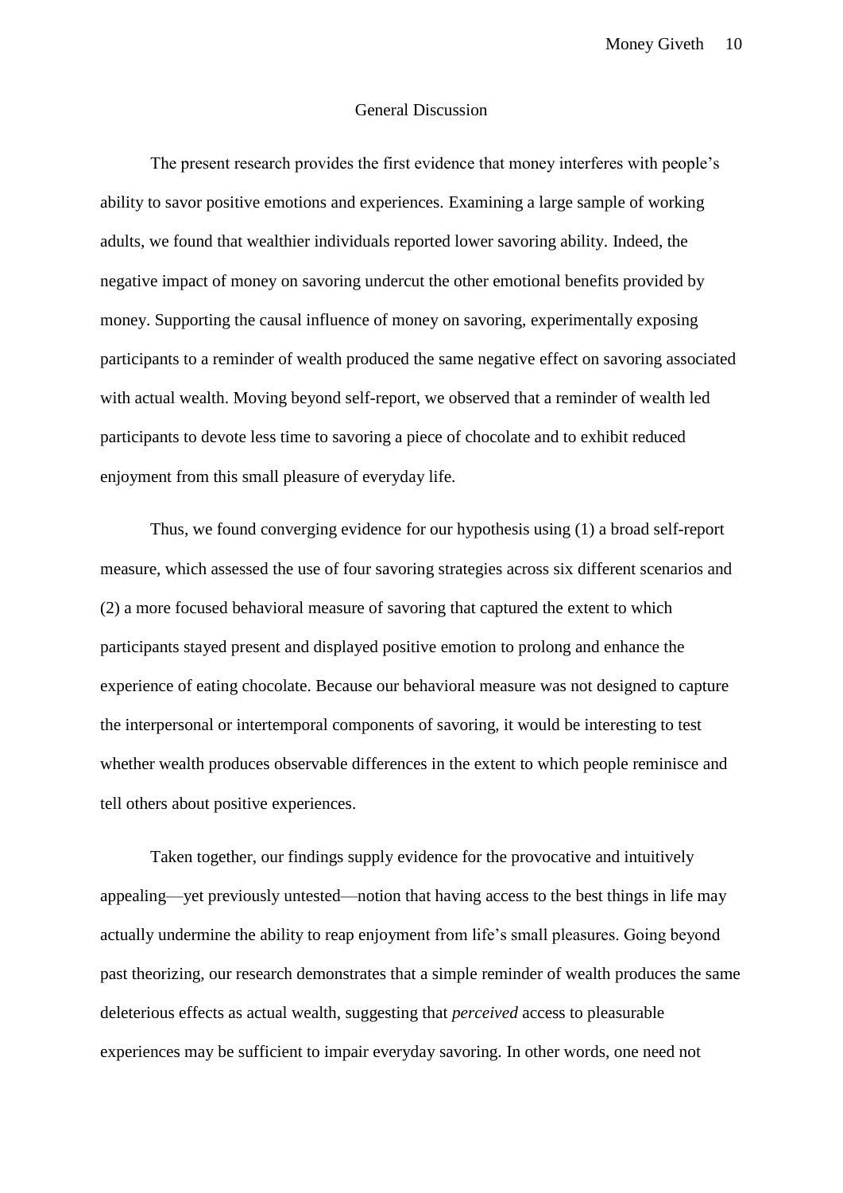## General Discussion

The present research provides the first evidence that money interferes with people's ability to savor positive emotions and experiences. Examining a large sample of working adults, we found that wealthier individuals reported lower savoring ability. Indeed, the negative impact of money on savoring undercut the other emotional benefits provided by money. Supporting the causal influence of money on savoring, experimentally exposing participants to a reminder of wealth produced the same negative effect on savoring associated with actual wealth. Moving beyond self-report, we observed that a reminder of wealth led participants to devote less time to savoring a piece of chocolate and to exhibit reduced enjoyment from this small pleasure of everyday life.

Thus, we found converging evidence for our hypothesis using (1) a broad self-report measure, which assessed the use of four savoring strategies across six different scenarios and (2) a more focused behavioral measure of savoring that captured the extent to which participants stayed present and displayed positive emotion to prolong and enhance the experience of eating chocolate. Because our behavioral measure was not designed to capture the interpersonal or intertemporal components of savoring, it would be interesting to test whether wealth produces observable differences in the extent to which people reminisce and tell others about positive experiences.

Taken together, our findings supply evidence for the provocative and intuitively appealing—yet previously untested—notion that having access to the best things in life may actually undermine the ability to reap enjoyment from life's small pleasures. Going beyond past theorizing, our research demonstrates that a simple reminder of wealth produces the same deleterious effects as actual wealth, suggesting that *perceived* access to pleasurable experiences may be sufficient to impair everyday savoring. In other words, one need not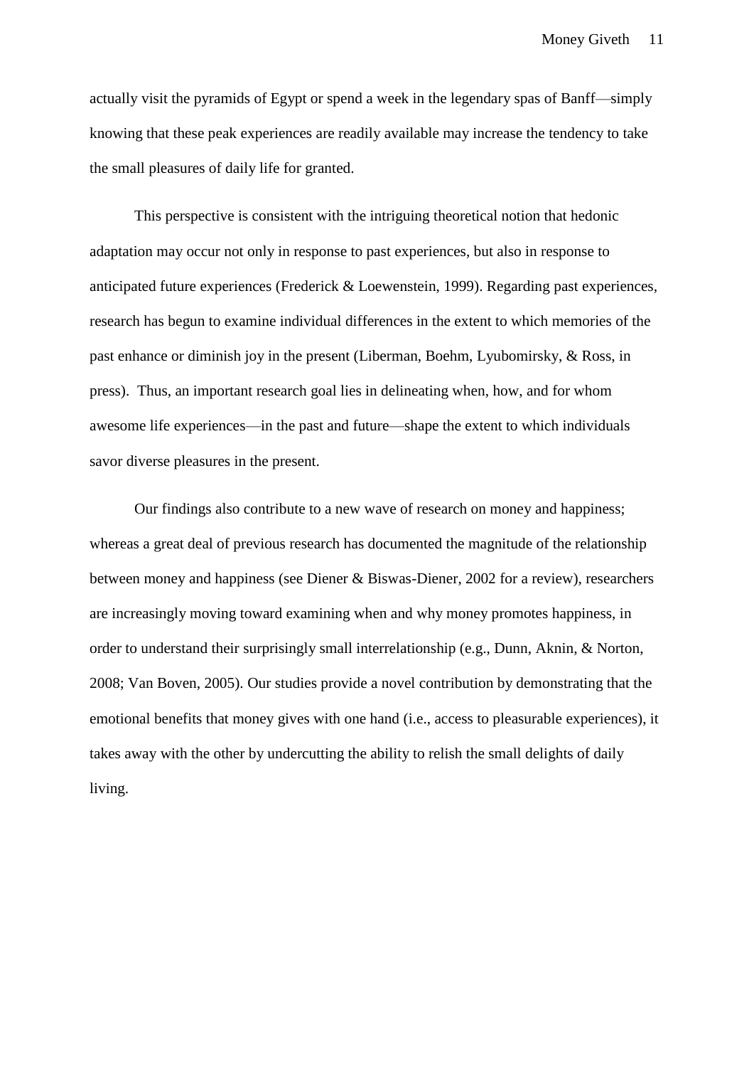actually visit the pyramids of Egypt or spend a week in the legendary spas of Banff—simply knowing that these peak experiences are readily available may increase the tendency to take the small pleasures of daily life for granted.

This perspective is consistent with the intriguing theoretical notion that hedonic adaptation may occur not only in response to past experiences, but also in response to anticipated future experiences (Frederick & Loewenstein, 1999). Regarding past experiences, research has begun to examine individual differences in the extent to which memories of the past enhance or diminish joy in the present (Liberman, Boehm, Lyubomirsky, & Ross, in press). Thus, an important research goal lies in delineating when, how, and for whom awesome life experiences—in the past and future—shape the extent to which individuals savor diverse pleasures in the present.

Our findings also contribute to a new wave of research on money and happiness; whereas a great deal of previous research has documented the magnitude of the relationship between money and happiness (see Diener & Biswas-Diener, 2002 for a review), researchers are increasingly moving toward examining when and why money promotes happiness, in order to understand their surprisingly small interrelationship (e.g., Dunn, Aknin, & Norton, 2008; Van Boven, 2005). Our studies provide a novel contribution by demonstrating that the emotional benefits that money gives with one hand (i.e., access to pleasurable experiences), it takes away with the other by undercutting the ability to relish the small delights of daily living.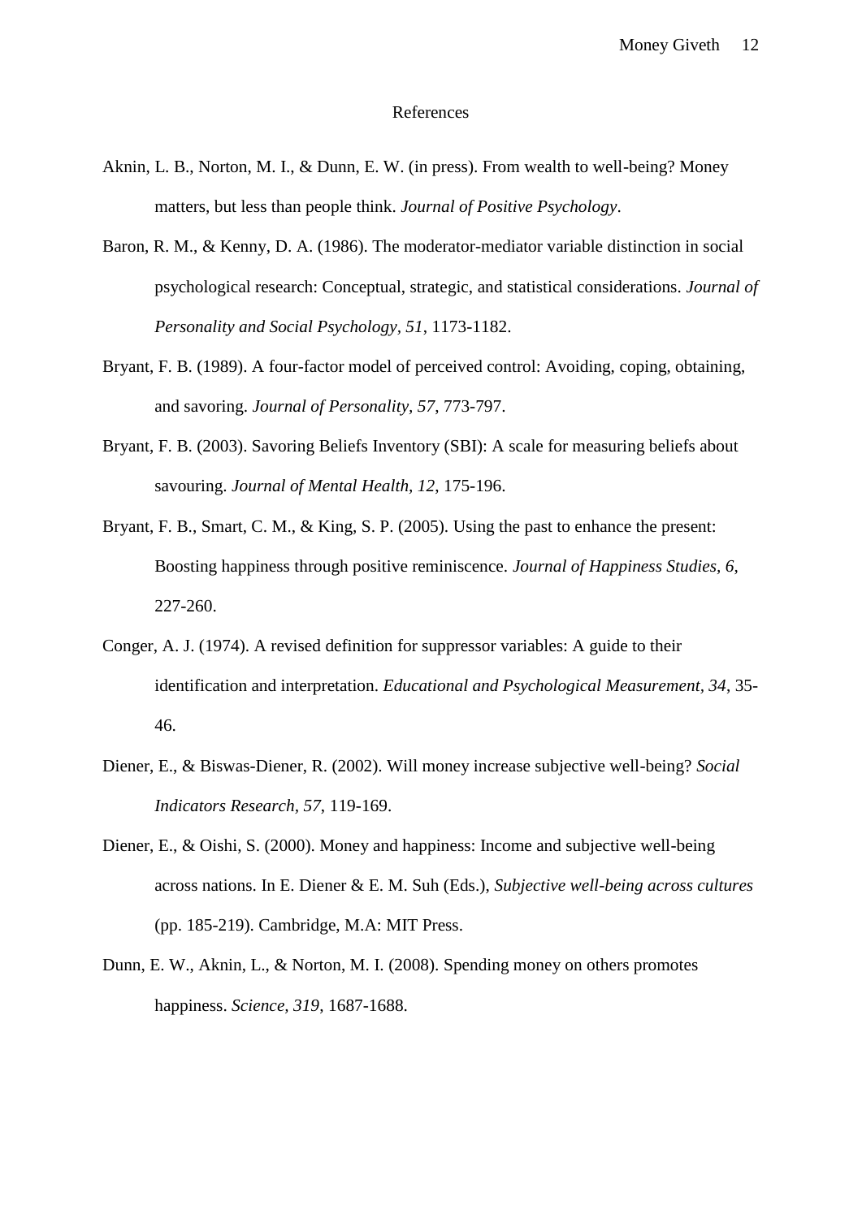# References

Aknin, L. B., Norton, M. I., & Dunn, E. W. (in press). From wealth to well-being? Money matters, but less than people think. *Journal of Positive Psychology*.

Baron, R. M., & Kenny, D. A. (1986). The moderator-mediator variable distinction in social psychological research: Conceptual, strategic, and statistical considerations. *Journal of Personality and Social Psychology*, *51*, 1173-1182.

Bryant, F. B. (1989). A four-factor model of perceived control: Avoiding, coping, obtaining, and savoring. *Journal of Personality, 57*, 773-797.

Bryant, F. B. (2003). Savoring Beliefs Inventory (SBI): A scale for measuring beliefs about savouring. *Journal of Mental Health, 12*, 175-196.

Bryant, F. B., Smart, C. M., & King, S. P. (2005). Using the past to enhance the present: Boosting happiness through positive reminiscence. *Journal of Happiness Studies, 6*, 227-260.

Conger, A. J. (1974). A revised definition for suppressor variables: A guide to their identification and interpretation. *Educational and Psychological Measurement, 34*, 35-46.

Diener, E., & Biswas-Diener, R. (2002). Will money increase subjective well-being? *Social Indicators Research, 57*, 119-169.

Diener, E., & Oishi, S. (2000). Money and happiness: Income and subjective well-being across nations. In E. Diener & E. M. Suh (Eds.), *Subjective well-being across cultures* (pp. 185-219). Cambridge, M.A: MIT Press.

Dunn, E. W., Aknin, L., & Norton, M. I. (2008). Spending money on others promotes happiness. *Science, 319*, 1687-1688.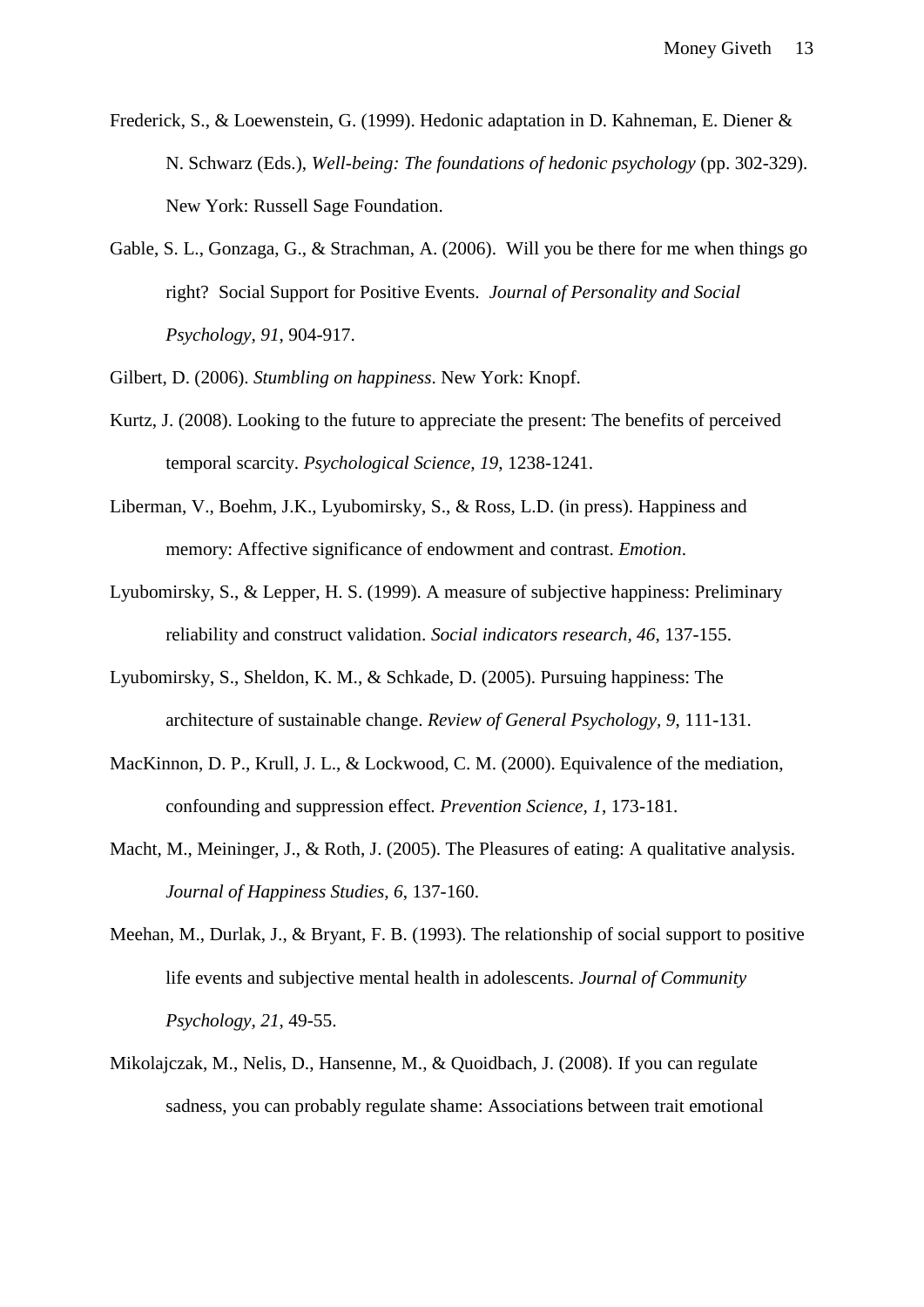Frederick, S., & Loewenstein, G. (1999). Hedonic adaptation in D. Kahneman, E. Diener & N. Schwarz (Eds.), *Well-being: The foundations of hedonic psychology* (pp. 302-329). New York: Russell Sage Foundation.

Gable, S. L., Gonzaga, G., & Strachman, A. (2006). Will you be there for me when things go right? Social Support for Positive Events. *Journal of Personality and Social Psychology, 91*, 904-917.

Gilbert, D. (2006). *Stumbling on happiness*. New York: Knopf.

Kurtz, J. (2008). Looking to the future to appreciate the present: The benefits of perceived temporal scarcity. *Psychological Science, 19*, 1238-1241.

Liberman, V., Boehm, J.K., Lyubomirsky, S., & Ross, L.D. (in press). Happiness and memory: Affective significance of endowment and contrast. *Emotion*.

Lyubomirsky, S., & Lepper, H. S. (1999). A measure of subjective happiness: Preliminary reliability and construct validation. *Social indicators research, 46*, 137-155.

Lyubomirsky, S., Sheldon, K. M., & Schkade, D. (2005). Pursuing happiness: The architecture of sustainable change. *Review of General Psychology, 9*, 111-131.

MacKinnon, D. P., Krull, J. L., & Lockwood, C. M. (2000). Equivalence of the mediation, confounding and suppression effect. *Prevention Science, 1*, 173-181.

Macht, M., Meininger, J., & Roth, J. (2005). The Pleasures of eating: A qualitative analysis. *Journal of Happiness Studies, 6*, 137-160.

Meehan, M., Durlak, J., & Bryant, F. B. (1993). The relationship of social support to positive life events and subjective mental health in adolescents. *Journal of Community Psychology, 21*, 49-55.

Mikolajczak, M., Nelis, D., Hansenne, M., & Quoidbach, J. (2008). If you can regulate sadness, you can probably regulate shame: Associations between trait emotional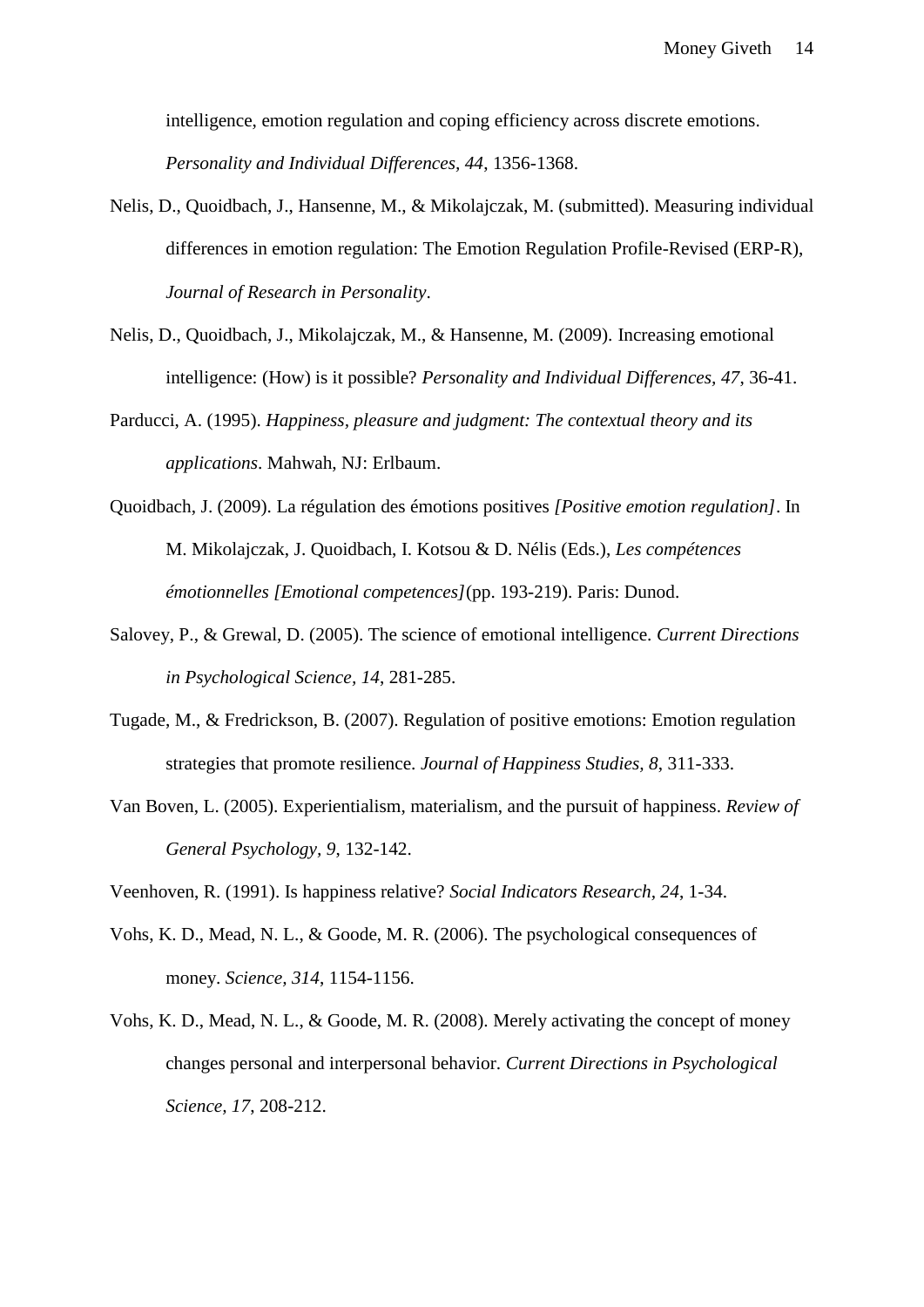intelligence, emotion regulation and coping efficiency across discrete emotions. *Personality and Individual Differences, 44*, 1356-1368.

Nelis, D., Quoidbach, J., Hansenne, M., & Mikolajczak, M. (submitted). Measuring individual differences in emotion regulation: The Emotion Regulation Profile-Revised (ERP-R), *Journal of Research in Personality*.

Nelis, D., Quoidbach, J., Mikolajczak, M., & Hansenne, M. (2009). Increasing emotional intelligence: (How) is it possible? *Personality and Individual Differences, 47*, 36-41.

Parducci, A. (1995). *Happiness, pleasure and judgment: The contextual theory and its applications*. Mahwah, NJ: Erlbaum.

Quoidbach, J. (2009). La régulation des émotions positives *[Positive emotion regulation]*. In M. Mikolajczak, J. Quoidbach, I. Kotsou & D. Nélis (Eds.), *Les compétences émotionnelles [Emotional competences]* (pp. 193-219). Paris: Dunod.

Salovey, P., & Grewal, D. (2005). The science of emotional intelligence. *Current Directions in Psychological Science, 14*, 281-285.

Tugade, M., & Fredrickson, B. (2007). Regulation of positive emotions: Emotion regulation strategies that promote resilience. *Journal of Happiness Studies, 8*, 311-333.

Van Boven, L. (2005). Experientialism, materialism, and the pursuit of happiness. *Review of General Psychology, 9*, 132-142.

Veenhoven, R. (1991). Is happiness relative? *Social Indicators Research, 24*, 1-34.

Vohs, K. D., Mead, N. L., & Goode, M. R. (2006). The psychological consequences of money. *Science, 314*, 1154-1156.

Vohs, K. D., Mead, N. L., & Goode, M. R. (2008). Merely activating the concept of money changes personal and interpersonal behavior. *Current Directions in Psychological Science, 17*, 208-212.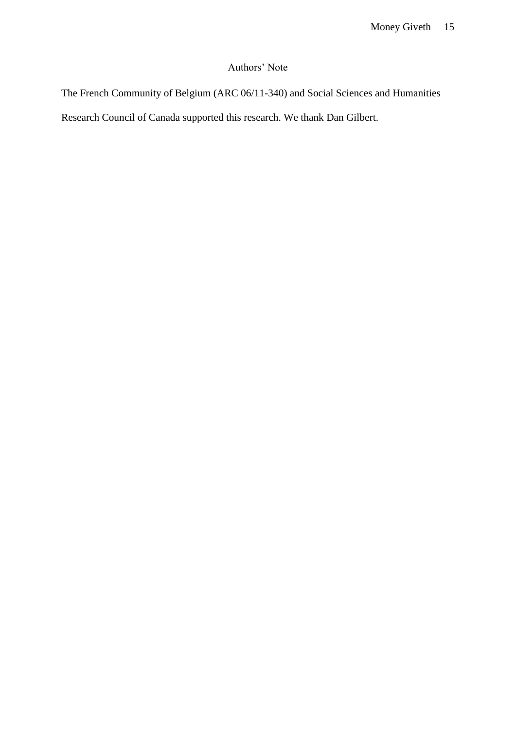## Authors' Note

The French Community of Belgium (ARC 06/11-340) and Social Sciences and Humanities Research Council of Canada supported this research. We thank Dan Gilbert.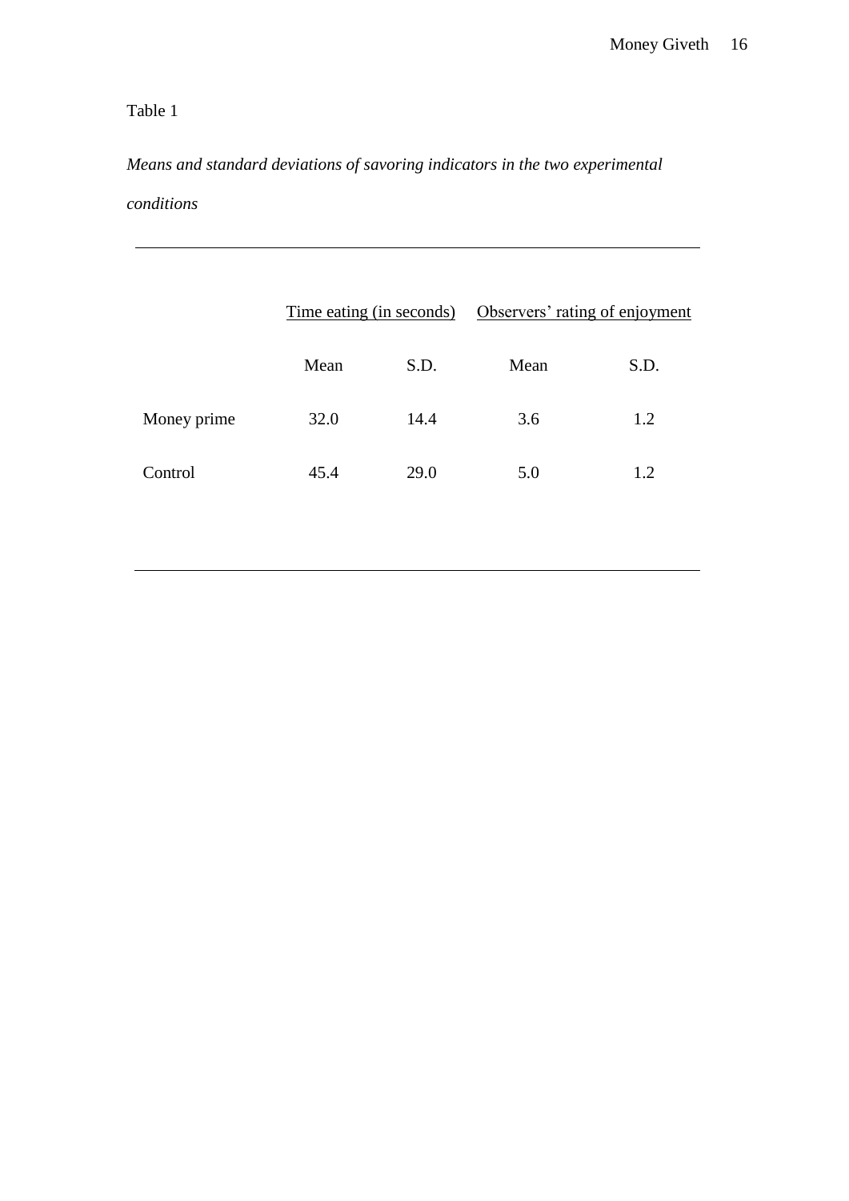Table 1

*Means and standard deviations of savoring indicators in the two experimental conditions*

| | Time eating (in seconds) | | Observers' rating of enjoyment | |
|---|---|---|---|---|
| | Mean | S.D. | Mean | S.D. |
| Money prime | 32.0 | 14.4 | 3.6 | 1.2 |
| Control | 45.4 | 29.0 | 5.0 | 1.2 |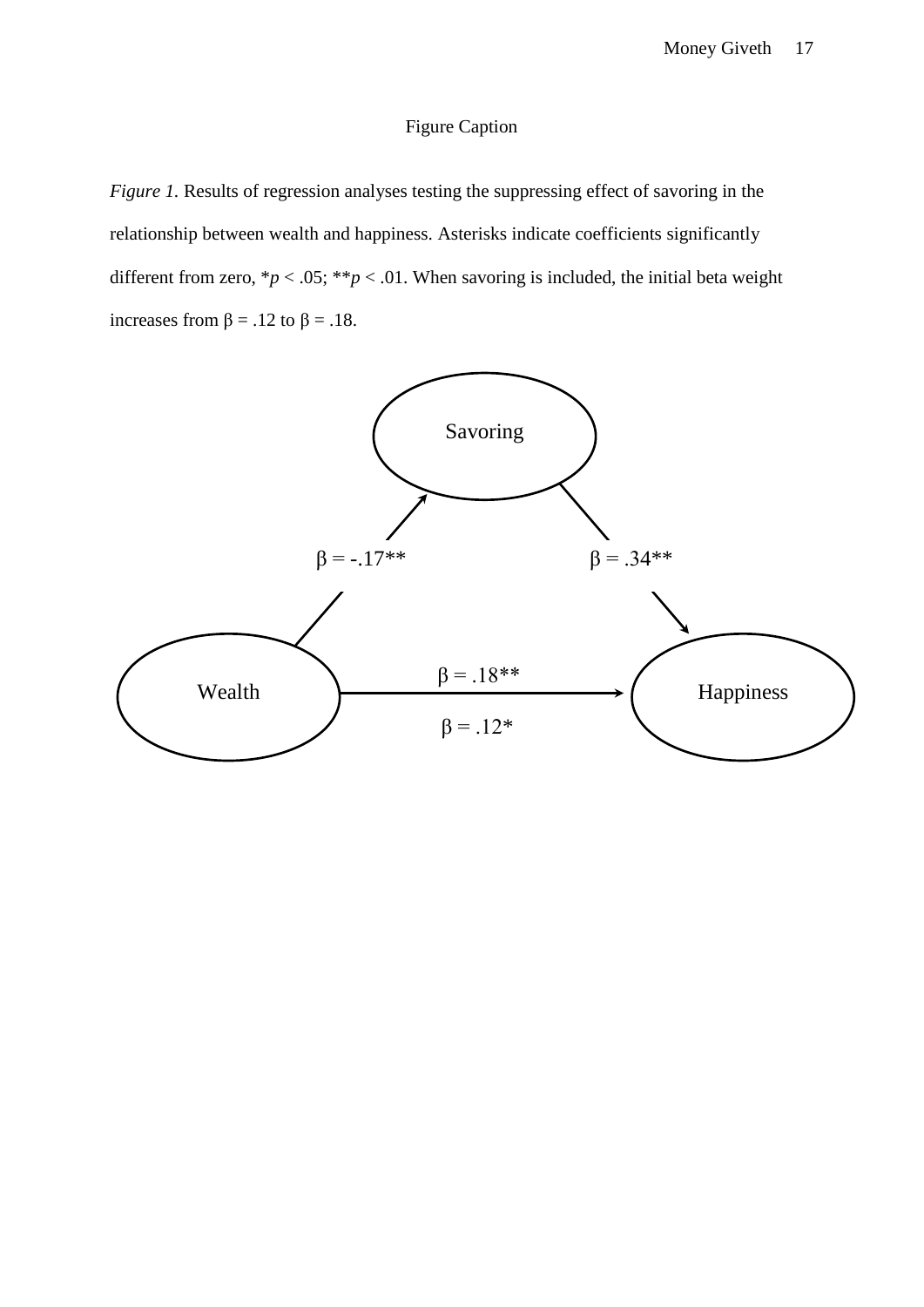Figure Caption

*Figure 1.* Results of regression analyses testing the suppressing effect of savoring in the relationship between wealth and happiness. Asterisks indicate coefficients significantly different from zero, \*$p < .05$; \*\*$p < .01$. When savoring is included, the initial beta weight increases from $\beta = .12$ to $\beta = .18$.

Savoring

$\beta = -.17$**

$\beta = .34$**

Wealth

$\beta = .18$**

$\beta = .12$*

Happiness